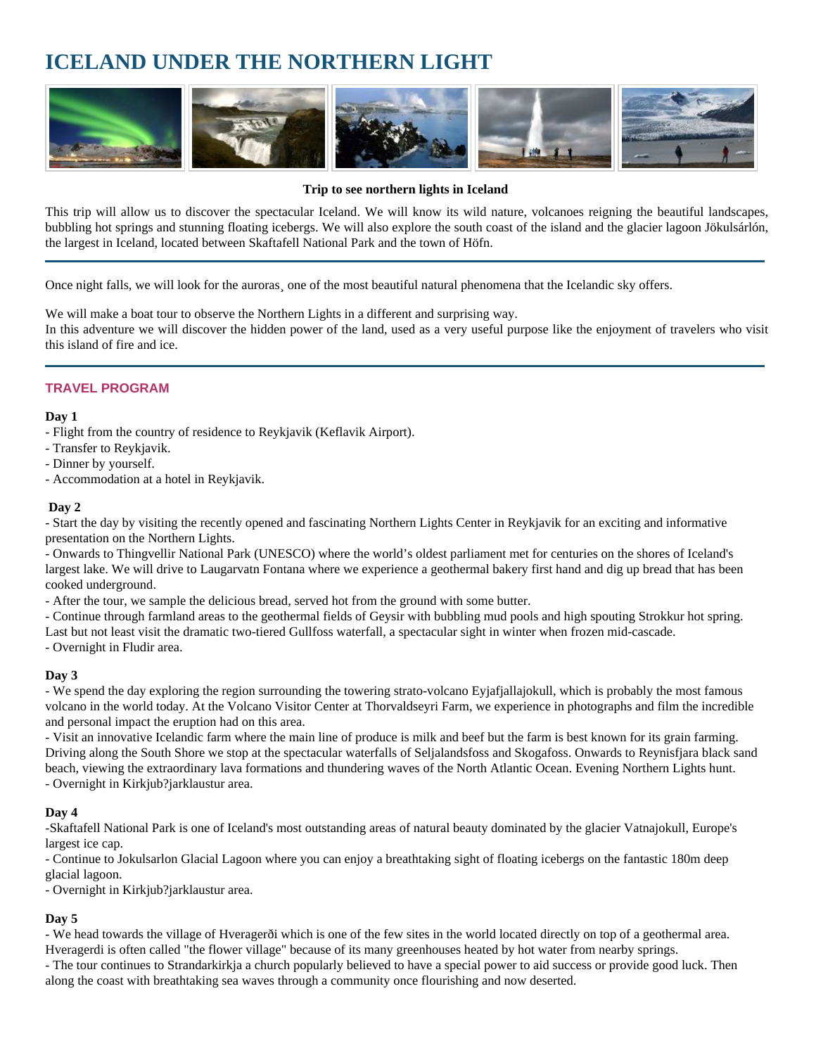# ICELAND UNDER THE NORTHERN LIGHT

**Trip to see northern lights in Iceland**

This trip will allow us to discover the spectacular Iceland. We will know its wild nature, volcanoes reigning the beautiful landscapes, bubbling hot springs and stunning floating icebergs. We will also explore the south coast of the island and the glacier lagoon Jökulsárlón, the largest in Iceland, located between Skaftafell National Park and the town of Höfn.

---

Once night falls, we will look for the auroras¸ one of the most beautiful natural phenomena that the Icelandic sky offers.

We will make a boat tour to observe the Northern Lights in a different and surprising way.
In this adventure we will discover the hidden power of the land, used as a very useful purpose like the enjoyment of travelers who visit this island of fire and ice.

---

## TRAVEL PROGRAM

**Day 1**

- Flight from the country of residence to Reykjavik (Keflavik Airport).
- Transfer to Reykjavik.
- Dinner by yourself.
- Accommodation at a hotel in Reykjavik.

**Day 2**

- Start the day by visiting the recently opened and fascinating Northern Lights Center in Reykjavik for an exciting and informative presentation on the Northern Lights.
- Onwards to Thingvellir National Park (UNESCO) where the world's oldest parliament met for centuries on the shores of Iceland's largest lake. We will drive to Laugarvatn Fontana where we experience a geothermal bakery first hand and dig up bread that has been cooked underground.
- After the tour, we sample the delicious bread, served hot from the ground with some butter.
- Continue through farmland areas to the geothermal fields of Geysir with bubbling mud pools and high spouting Strokkur hot spring. Last but not least visit the dramatic two-tiered Gullfoss waterfall, a spectacular sight in winter when frozen mid-cascade.
- Overnight in Fludir area.

**Day 3**

- We spend the day exploring the region surrounding the towering strato-volcano Eyjafjallajokull, which is probably the most famous volcano in the world today. At the Volcano Visitor Center at Thorvaldseyri Farm, we experience in photographs and film the incredible and personal impact the eruption had on this area.
- Visit an innovative Icelandic farm where the main line of produce is milk and beef but the farm is best known for its grain farming. Driving along the South Shore we stop at the spectacular waterfalls of Seljalandsfoss and Skogafoss. Onwards to Reynisfjara black sand beach, viewing the extraordinary lava formations and thundering waves of the North Atlantic Ocean. Evening Northern Lights hunt.
- Overnight in Kirkjub?jarklaustur area.

**Day 4**

-Skaftafell National Park is one of Iceland's most outstanding areas of natural beauty dominated by the glacier Vatnajokull, Europe's largest ice cap.
- Continue to Jokulsarlon Glacial Lagoon where you can enjoy a breathtaking sight of floating icebergs on the fantastic 180m deep glacial lagoon.
- Overnight in Kirkjub?jarklaustur area.

**Day 5**

- We head towards the village of Hveragerði which is one of the few sites in the world located directly on top of a geothermal area. Hveragerdi is often called "the flower village" because of its many greenhouses heated by hot water from nearby springs.
- The tour continues to Strandarkirkja a church popularly believed to have a special power to aid success or provide good luck. Then along the coast with breathtaking sea waves through a community once flourishing and now deserted.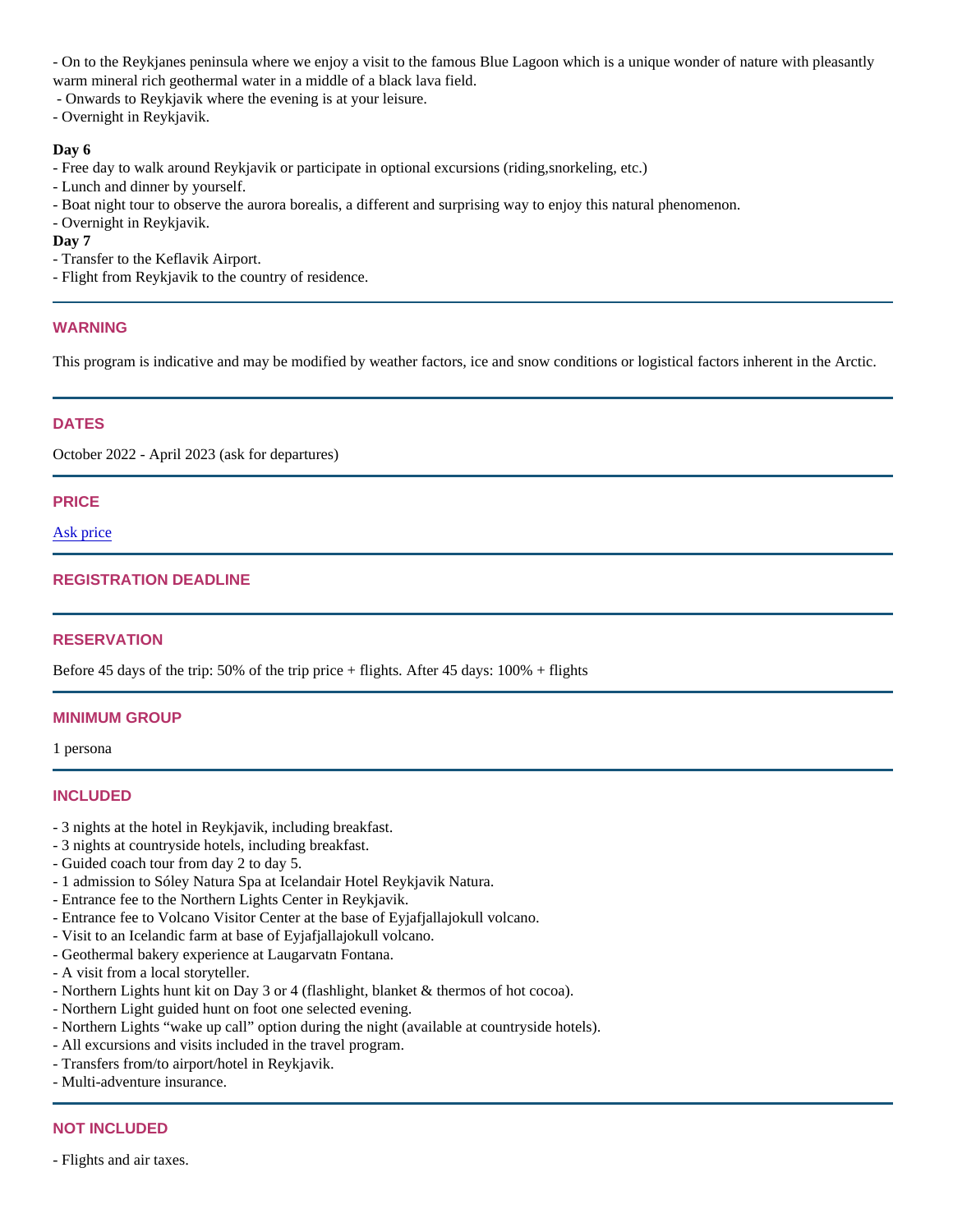- On to the Reykjanes peninsula where we enjoy a visit to the famous Blue Lagoon which is a unique wonder of nature with pleasantly warm mineral rich geothermal water in a middle of a black lava field.
- Onwards to Reykjavik where the evening is at your leisure.
- Overnight in Reykjavik.

**Day 6**

- Free day to walk around Reykjavik or participate in optional excursions (riding,snorkeling, etc.)
- Lunch and dinner by yourself.
- Boat night tour to observe the aurora borealis, a different and surprising way to enjoy this natural phenomenon.
- Overnight in Reykjavik.

**Day 7**

- Transfer to the Keflavik Airport.
- Flight from Reykjavik to the country of residence.

---

## WARNING

This program is indicative and may be modified by weather factors, ice and snow conditions or logistical factors inherent in the Arctic.

---

## DATES

October 2022 - April 2023 (ask for departures)

---

## PRICE

Ask price

---

## REGISTRATION DEADLINE

---

## RESERVATION

Before 45 days of the trip: 50% of the trip price + flights. After 45 days: 100% + flights

---

## MINIMUM GROUP

1 persona

---

## INCLUDED

- 3 nights at the hotel in Reykjavik, including breakfast.
- 3 nights at countryside hotels, including breakfast.
- Guided coach tour from day 2 to day 5.
- 1 admission to Sóley Natura Spa at Icelandair Hotel Reykjavik Natura.
- Entrance fee to the Northern Lights Center in Reykjavik.
- Entrance fee to Volcano Visitor Center at the base of Eyjafjallajokull volcano.
- Visit to an Icelandic farm at base of Eyjafjallajokull volcano.
- Geothermal bakery experience at Laugarvatn Fontana.
- A visit from a local storyteller.
- Northern Lights hunt kit on Day 3 or 4 (flashlight, blanket & thermos of hot cocoa).
- Northern Light guided hunt on foot one selected evening.
- Northern Lights “wake up call” option during the night (available at countryside hotels).
- All excursions and visits included in the travel program.
- Transfers from/to airport/hotel in Reykjavik.
- Multi-adventure insurance.

---

## NOT INCLUDED

- Flights and air taxes.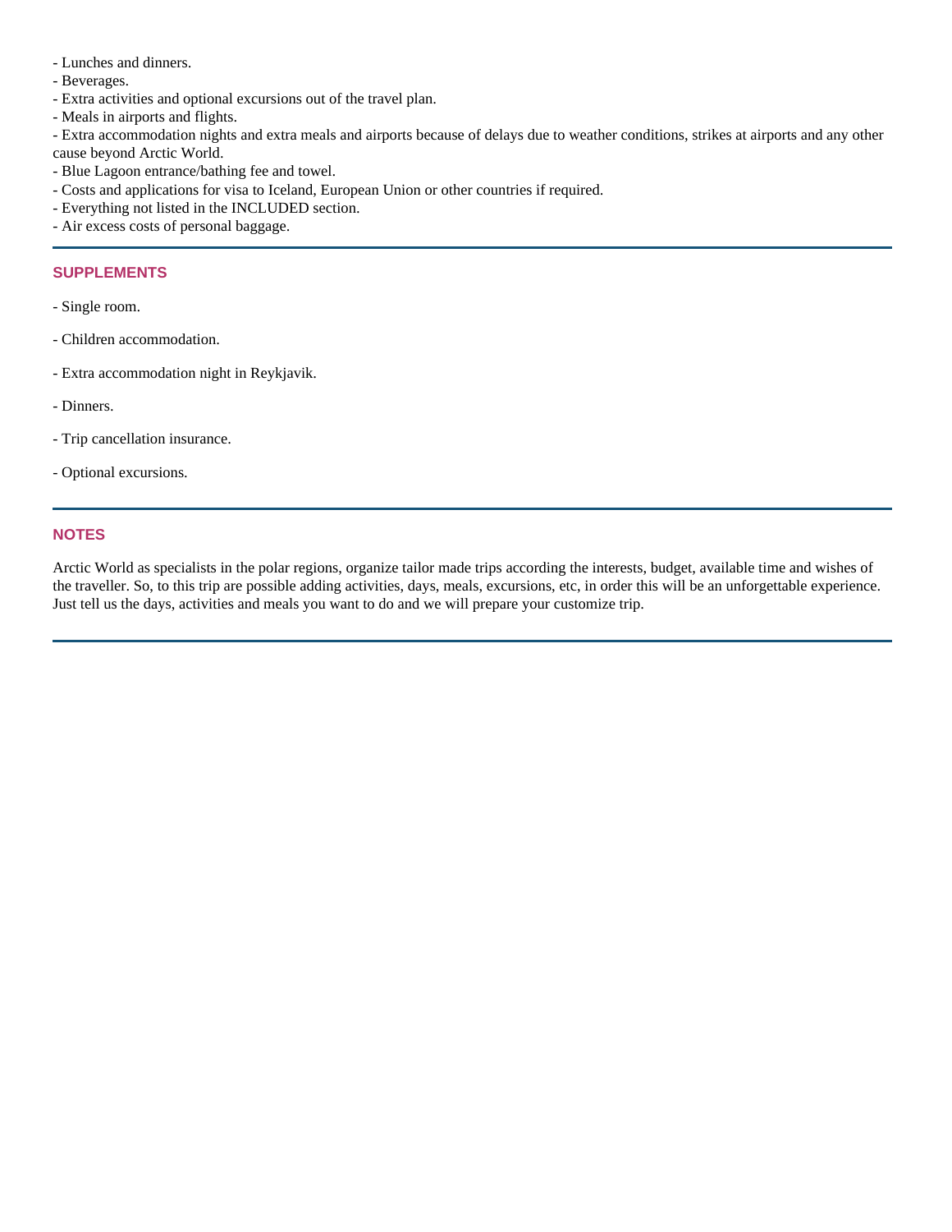- Lunches and dinners.
- Beverages.
- Extra activities and optional excursions out of the travel plan.
- Meals in airports and flights.
- Extra accommodation nights and extra meals and airports because of delays due to weather conditions, strikes at airports and any other cause beyond Arctic World.
- Blue Lagoon entrance/bathing fee and towel.
- Costs and applications for visa to Iceland, European Union or other countries if required.
- Everything not listed in the INCLUDED section.
- Air excess costs of personal baggage.

## SUPPLEMENTS

- Single room.
- Children accommodation.
- Extra accommodation night in Reykjavik.
- Dinners.
- Trip cancellation insurance.
- Optional excursions.

## NOTES

Arctic World as specialists in the polar regions, organize tailor made trips according the interests, budget, available time and wishes of the traveller. So, to this trip are possible adding activities, days, meals, excursions, etc, in order this will be an unforgettable experience. Just tell us the days, activities and meals you want to do and we will prepare your customize trip.